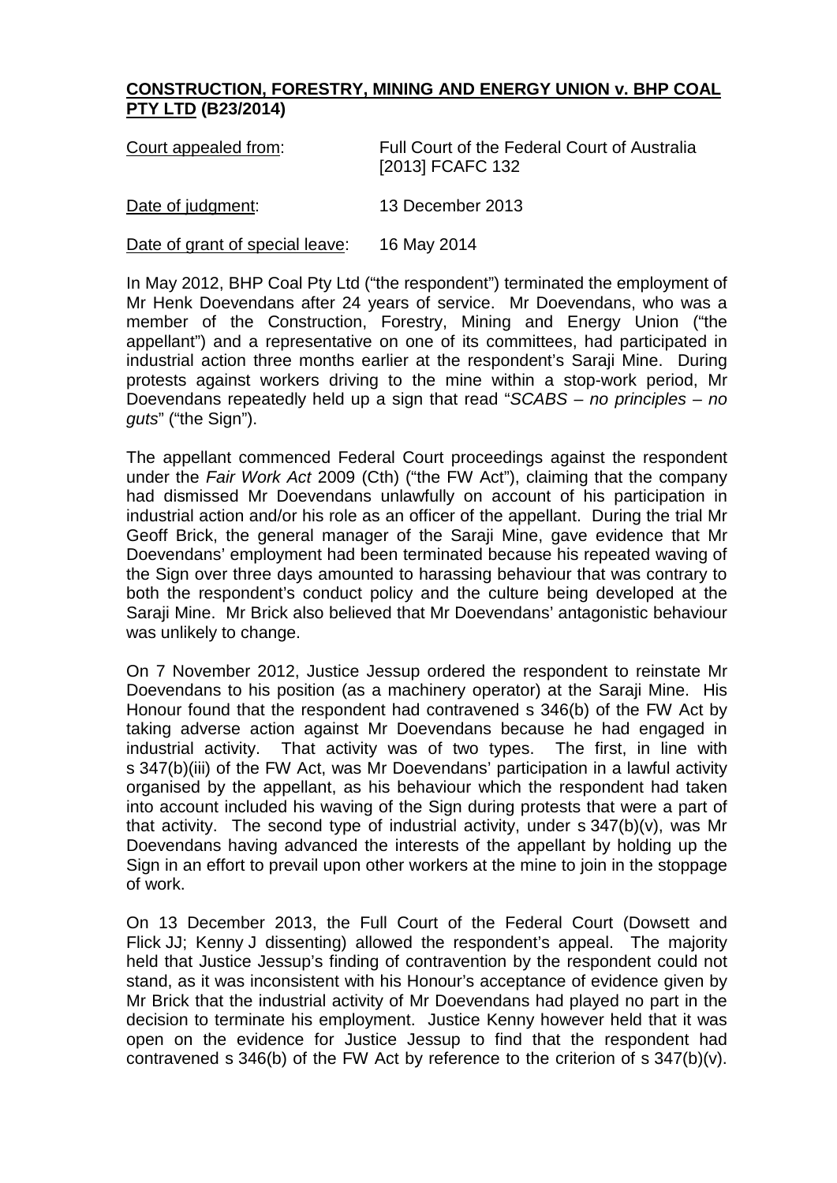**<u>CONSTRUCTION, FORESTRY, MINING AND ENERGY UNION v. BHP COAL PTY LTD</u> (B23/2014)**

<u>Court appealed from</u>: Full Court of the Federal Court of Australia [2013] FCAFC 132

<u>Date of judgment</u>: 13 December 2013

<u>Date of grant of special leave</u>: 16 May 2014

In May 2012, BHP Coal Pty Ltd ("the respondent") terminated the employment of Mr Henk Doevendans after 24 years of service. Mr Doevendans, who was a member of the Construction, Forestry, Mining and Energy Union ("the appellant") and a representative on one of its committees, had participated in industrial action three months earlier at the respondent's Saraji Mine. During protests against workers driving to the mine within a stop-work period, Mr Doevendans repeatedly held up a sign that read "*SCABS – no principles – no guts*" ("the Sign").

The appellant commenced Federal Court proceedings against the respondent under the *Fair Work Act* 2009 (Cth) ("the FW Act"), claiming that the company had dismissed Mr Doevendans unlawfully on account of his participation in industrial action and/or his role as an officer of the appellant. During the trial Mr Geoff Brick, the general manager of the Saraji Mine, gave evidence that Mr Doevendans' employment had been terminated because his repeated waving of the Sign over three days amounted to harassing behaviour that was contrary to both the respondent's conduct policy and the culture being developed at the Saraji Mine. Mr Brick also believed that Mr Doevendans' antagonistic behaviour was unlikely to change.

On 7 November 2012, Justice Jessup ordered the respondent to reinstate Mr Doevendans to his position (as a machinery operator) at the Saraji Mine. His Honour found that the respondent had contravened s 346(b) of the FW Act by taking adverse action against Mr Doevendans because he had engaged in industrial activity. That activity was of two types. The first, in line with s 347(b)(iii) of the FW Act, was Mr Doevendans' participation in a lawful activity organised by the appellant, as his behaviour which the respondent had taken into account included his waving of the Sign during protests that were a part of that activity. The second type of industrial activity, under s 347(b)(v), was Mr Doevendans having advanced the interests of the appellant by holding up the Sign in an effort to prevail upon other workers at the mine to join in the stoppage of work.

On 13 December 2013, the Full Court of the Federal Court (Dowsett and Flick JJ; Kenny J dissenting) allowed the respondent's appeal. The majority held that Justice Jessup's finding of contravention by the respondent could not stand, as it was inconsistent with his Honour's acceptance of evidence given by Mr Brick that the industrial activity of Mr Doevendans had played no part in the decision to terminate his employment. Justice Kenny however held that it was open on the evidence for Justice Jessup to find that the respondent had contravened s 346(b) of the FW Act by reference to the criterion of s 347(b)(v).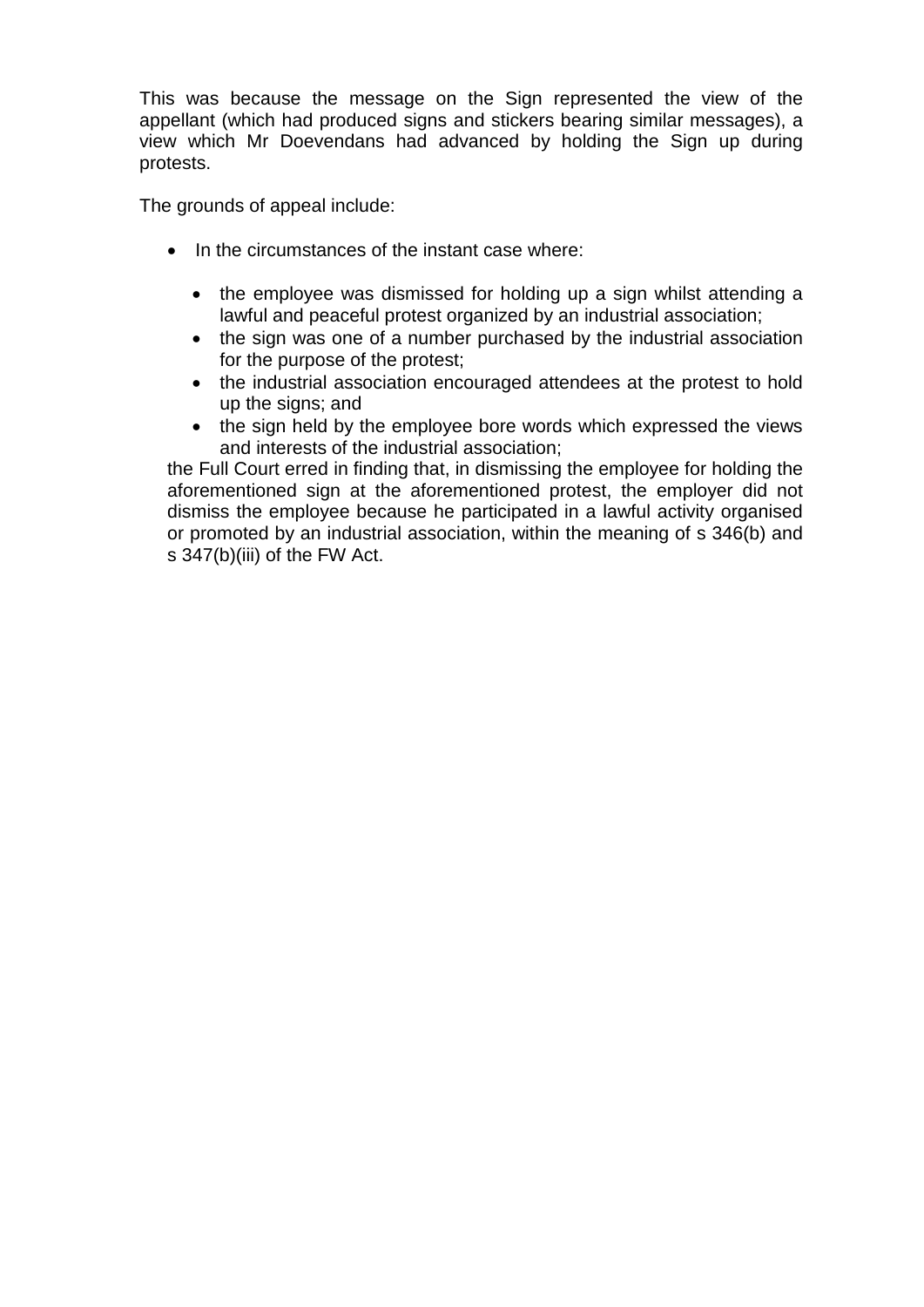This was because the message on the Sign represented the view of the appellant (which had produced signs and stickers bearing similar messages), a view which Mr Doevendans had advanced by holding the Sign up during protests.

The grounds of appeal include:

- In the circumstances of the instant case where:

  - the employee was dismissed for holding up a sign whilst attending a lawful and peaceful protest organized by an industrial association;
  - the sign was one of a number purchased by the industrial association for the purpose of the protest;
  - the industrial association encouraged attendees at the protest to hold up the signs; and
  - the sign held by the employee bore words which expressed the views and interests of the industrial association;

  the Full Court erred in finding that, in dismissing the employee for holding the aforementioned sign at the aforementioned protest, the employer did not dismiss the employee because he participated in a lawful activity organised or promoted by an industrial association, within the meaning of s 346(b) and s 347(b)(iii) of the FW Act.